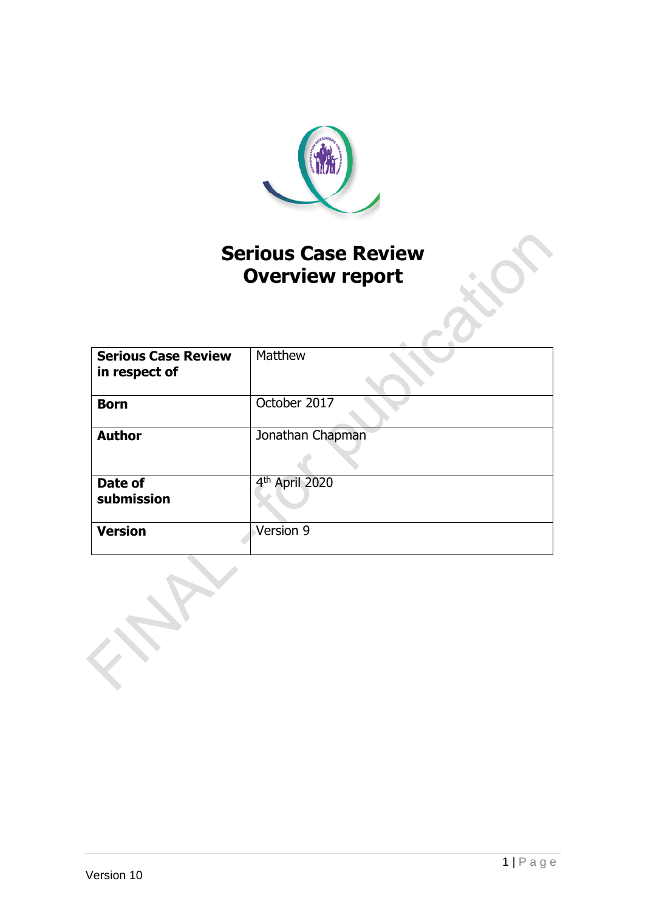# Serious Case Review
# Overview report

| | |
|---|---|
| **Serious Case Review in respect of** | Matthew |
| **Born** | October 2017 |
| **Author** | Jonathan Chapman |
| **Date of submission** | 4th April 2020 |
| **Version** | Version 9 |

FINAL - for publication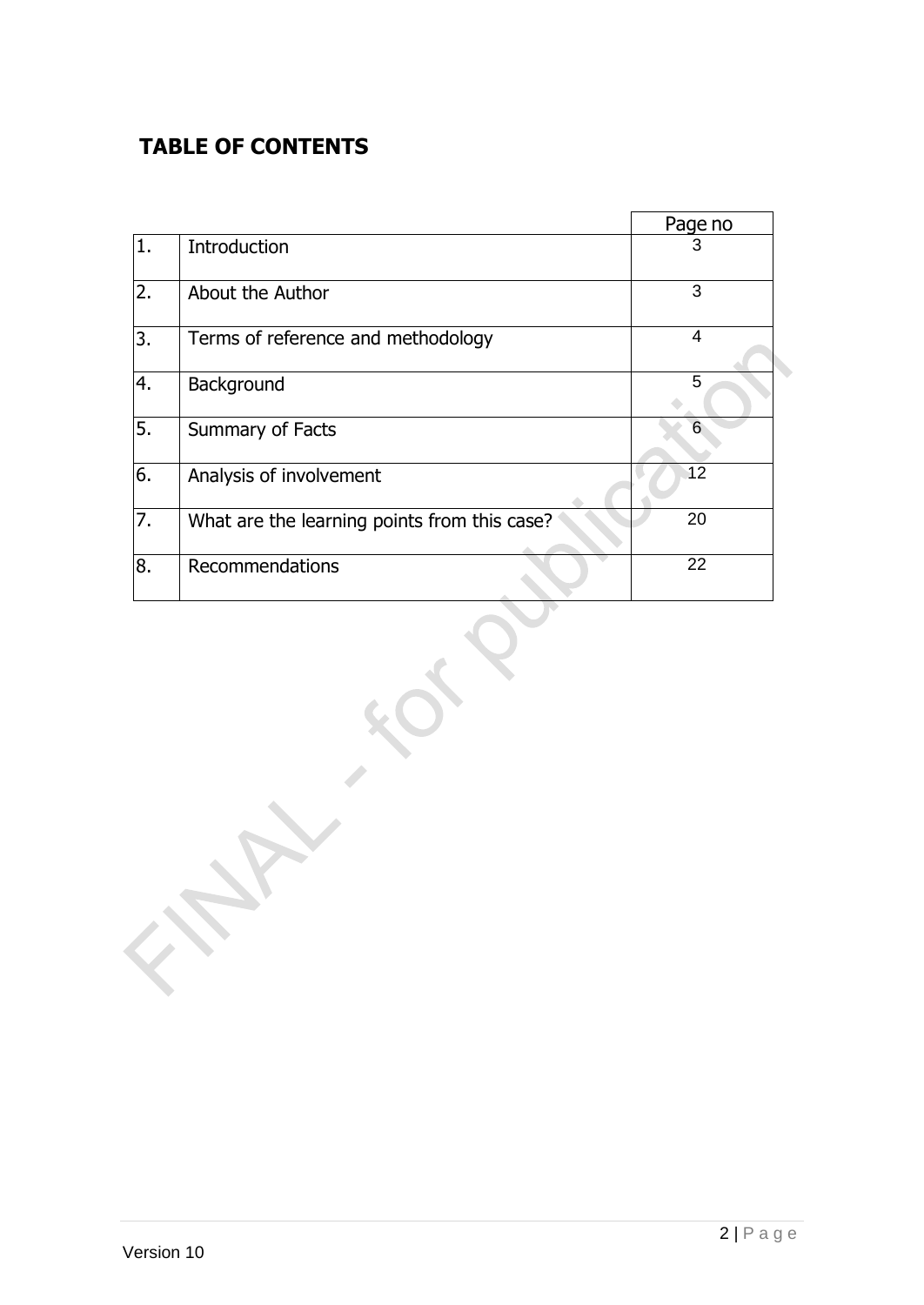## TABLE OF CONTENTS

| | | Page no |
|---|---|---|
| 1. | Introduction | 3 |
| 2. | About the Author | 3 |
| 3. | Terms of reference and methodology | 4 |
| 4. | Background | 5 |
| 5. | Summary of Facts | 6 |
| 6. | Analysis of involvement | 12 |
| 7. | What are the learning points from this case? | 20 |
| 8. | Recommendations | 22 |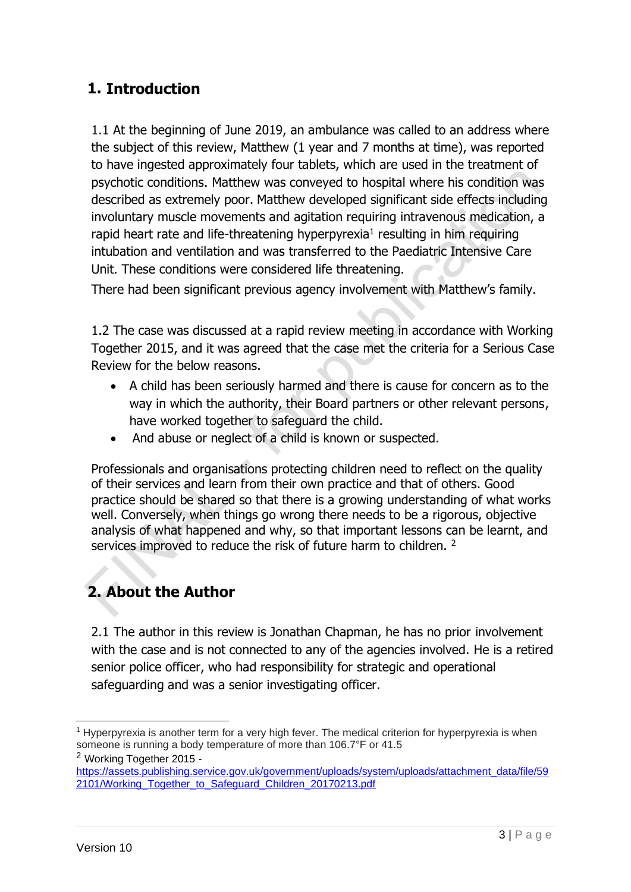## 1. Introduction

1.1 At the beginning of June 2019, an ambulance was called to an address where the subject of this review, Matthew (1 year and 7 months at time), was reported to have ingested approximately four tablets, which are used in the treatment of psychotic conditions. Matthew was conveyed to hospital where his condition was described as extremely poor. Matthew developed significant side effects including involuntary muscle movements and agitation requiring intravenous medication, a rapid heart rate and life-threatening hyperpyrexia[1] resulting in him requiring intubation and ventilation and was transferred to the Paediatric Intensive Care Unit. These conditions were considered life threatening.

There had been significant previous agency involvement with Matthew's family.

1.2 The case was discussed at a rapid review meeting in accordance with Working Together 2015, and it was agreed that the case met the criteria for a Serious Case Review for the below reasons.

- A child has been seriously harmed and there is cause for concern as to the way in which the authority, their Board partners or other relevant persons, have worked together to safeguard the child.
- And abuse or neglect of a child is known or suspected.

Professionals and organisations protecting children need to reflect on the quality of their services and learn from their own practice and that of others. Good practice should be shared so that there is a growing understanding of what works well. Conversely, when things go wrong there needs to be a rigorous, objective analysis of what happened and why, so that important lessons can be learnt, and services improved to reduce the risk of future harm to children. [2]

## 2. About the Author

2.1 The author in this review is Jonathan Chapman, he has no prior involvement with the case and is not connected to any of the agencies involved. He is a retired senior police officer, who had responsibility for strategic and operational safeguarding and was a senior investigating officer.

---

[1] Hyperpyrexia is another term for a very high fever. The medical criterion for hyperpyrexia is when someone is running a body temperature of more than 106.7°F or 41.5

[2] Working Together 2015 - https://assets.publishing.service.gov.uk/government/uploads/system/uploads/attachment_data/file/592101/Working_Together_to_Safeguard_Children_20170213.pdf

Version 10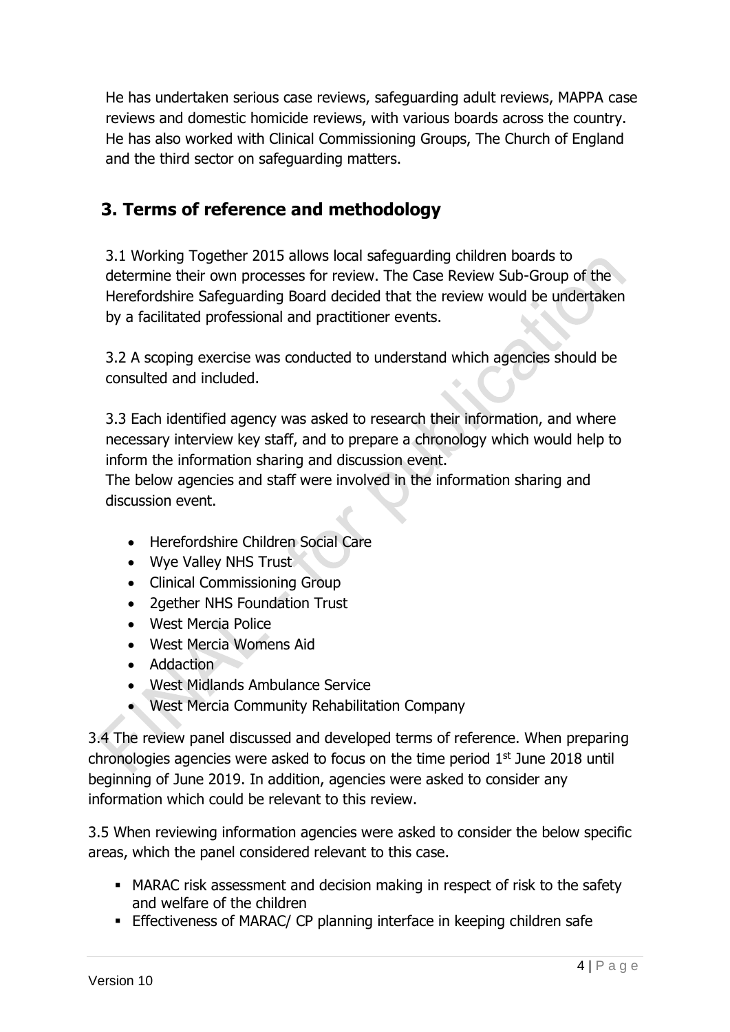He has undertaken serious case reviews, safeguarding adult reviews, MAPPA case reviews and domestic homicide reviews, with various boards across the country. He has also worked with Clinical Commissioning Groups, The Church of England and the third sector on safeguarding matters.

## 3. Terms of reference and methodology

3.1 Working Together 2015 allows local safeguarding children boards to determine their own processes for review. The Case Review Sub-Group of the Herefordshire Safeguarding Board decided that the review would be undertaken by a facilitated professional and practitioner events.

3.2 A scoping exercise was conducted to understand which agencies should be consulted and included.

3.3 Each identified agency was asked to research their information, and where necessary interview key staff, and to prepare a chronology which would help to inform the information sharing and discussion event.
The below agencies and staff were involved in the information sharing and discussion event.

- Herefordshire Children Social Care
- Wye Valley NHS Trust
- Clinical Commissioning Group
- 2gether NHS Foundation Trust
- West Mercia Police
- West Mercia Womens Aid
- Addaction
- West Midlands Ambulance Service
- West Mercia Community Rehabilitation Company

3.4 The review panel discussed and developed terms of reference. When preparing chronologies agencies were asked to focus on the time period 1st June 2018 until beginning of June 2019. In addition, agencies were asked to consider any information which could be relevant to this review.

3.5 When reviewing information agencies were asked to consider the below specific areas, which the panel considered relevant to this case.

- MARAC risk assessment and decision making in respect of risk to the safety and welfare of the children
- Effectiveness of MARAC/ CP planning interface in keeping children safe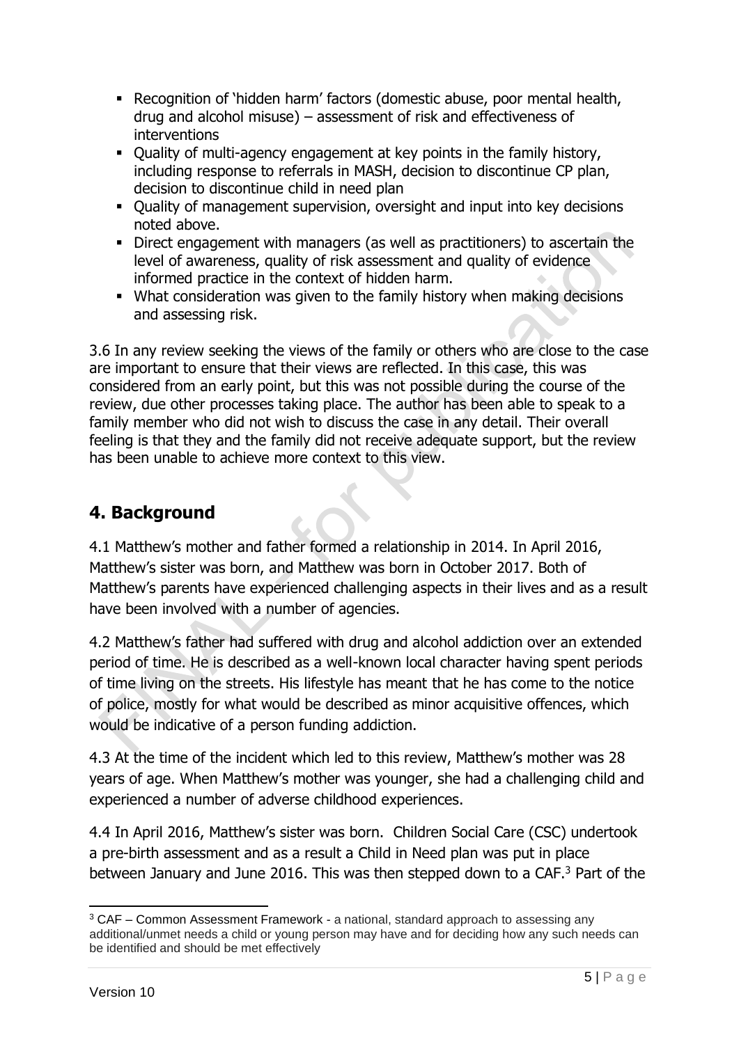- Recognition of 'hidden harm' factors (domestic abuse, poor mental health, drug and alcohol misuse) – assessment of risk and effectiveness of interventions
- Quality of multi-agency engagement at key points in the family history, including response to referrals in MASH, decision to discontinue CP plan, decision to discontinue child in need plan
- Quality of management supervision, oversight and input into key decisions noted above.
- Direct engagement with managers (as well as practitioners) to ascertain the level of awareness, quality of risk assessment and quality of evidence informed practice in the context of hidden harm.
- What consideration was given to the family history when making decisions and assessing risk.

3.6 In any review seeking the views of the family or others who are close to the case are important to ensure that their views are reflected. In this case, this was considered from an early point, but this was not possible during the course of the review, due other processes taking place. The author has been able to speak to a family member who did not wish to discuss the case in any detail. Their overall feeling is that they and the family did not receive adequate support, but the review has been unable to achieve more context to this view.

## 4. Background

4.1 Matthew's mother and father formed a relationship in 2014. In April 2016, Matthew's sister was born, and Matthew was born in October 2017. Both of Matthew's parents have experienced challenging aspects in their lives and as a result have been involved with a number of agencies.

4.2 Matthew's father had suffered with drug and alcohol addiction over an extended period of time. He is described as a well-known local character having spent periods of time living on the streets. His lifestyle has meant that he has come to the notice of police, mostly for what would be described as minor acquisitive offences, which would be indicative of a person funding addiction.

4.3 At the time of the incident which led to this review, Matthew's mother was 28 years of age. When Matthew's mother was younger, she had a challenging child and experienced a number of adverse childhood experiences.

4.4 In April 2016, Matthew's sister was born. Children Social Care (CSC) undertook a pre-birth assessment and as a result a Child in Need plan was put in place between January and June 2016. This was then stepped down to a CAF.[3] Part of the

[3] CAF – Common Assessment Framework - a national, standard approach to assessing any additional/unmet needs a child or young person may have and for deciding how any such needs can be identified and should be met effectively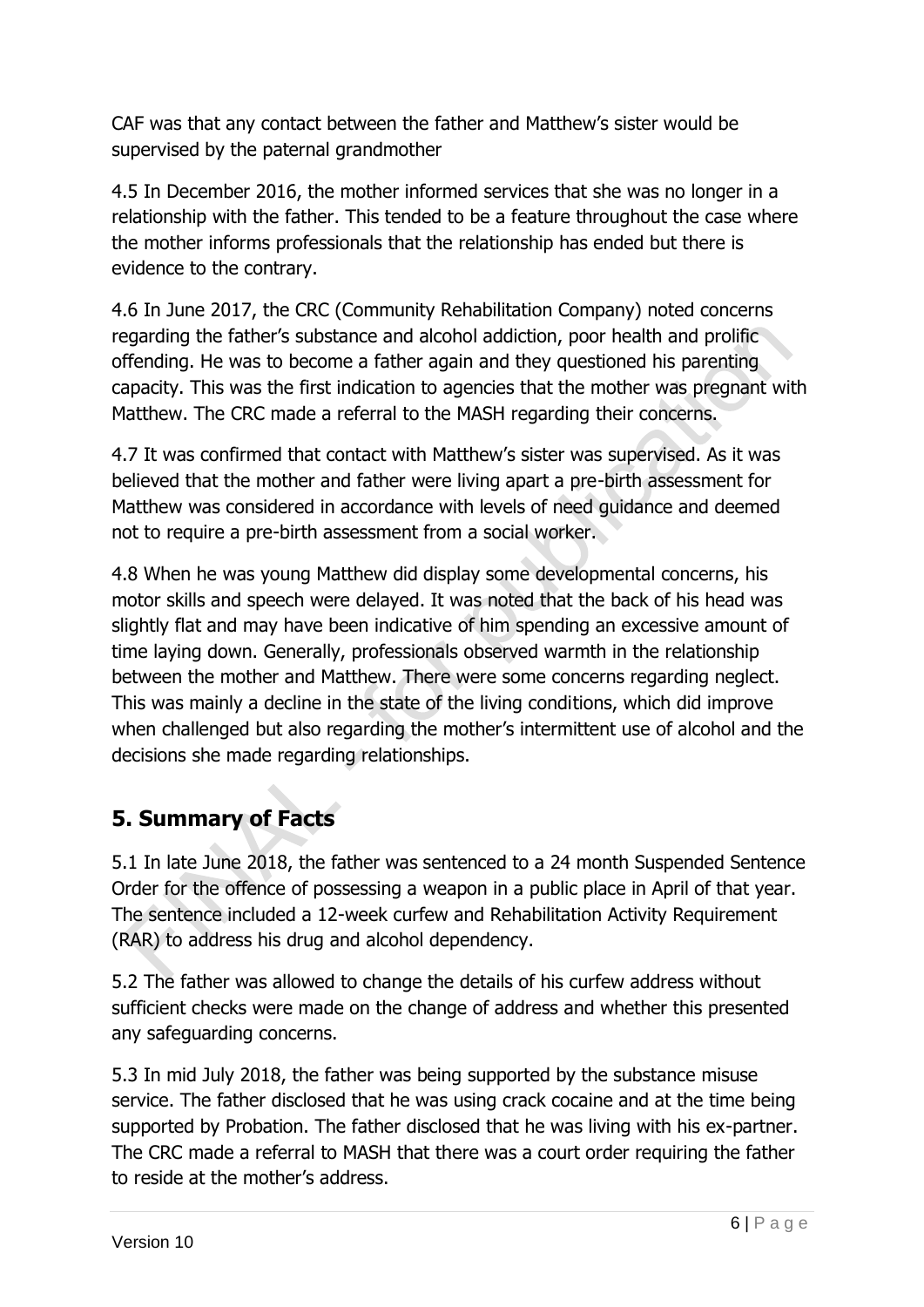CAF was that any contact between the father and Matthew's sister would be supervised by the paternal grandmother

4.5 In December 2016, the mother informed services that she was no longer in a relationship with the father. This tended to be a feature throughout the case where the mother informs professionals that the relationship has ended but there is evidence to the contrary.

4.6 In June 2017, the CRC (Community Rehabilitation Company) noted concerns regarding the father's substance and alcohol addiction, poor health and prolific offending. He was to become a father again and they questioned his parenting capacity. This was the first indication to agencies that the mother was pregnant with Matthew. The CRC made a referral to the MASH regarding their concerns.

4.7 It was confirmed that contact with Matthew's sister was supervised. As it was believed that the mother and father were living apart a pre-birth assessment for Matthew was considered in accordance with levels of need guidance and deemed not to require a pre-birth assessment from a social worker.

4.8 When he was young Matthew did display some developmental concerns, his motor skills and speech were delayed. It was noted that the back of his head was slightly flat and may have been indicative of him spending an excessive amount of time laying down. Generally, professionals observed warmth in the relationship between the mother and Matthew. There were some concerns regarding neglect. This was mainly a decline in the state of the living conditions, which did improve when challenged but also regarding the mother's intermittent use of alcohol and the decisions she made regarding relationships.

## 5. Summary of Facts

5.1 In late June 2018, the father was sentenced to a 24 month Suspended Sentence Order for the offence of possessing a weapon in a public place in April of that year. The sentence included a 12-week curfew and Rehabilitation Activity Requirement (RAR) to address his drug and alcohol dependency.

5.2 The father was allowed to change the details of his curfew address without sufficient checks were made on the change of address and whether this presented any safeguarding concerns.

5.3 In mid July 2018, the father was being supported by the substance misuse service. The father disclosed that he was using crack cocaine and at the time being supported by Probation. The father disclosed that he was living with his ex-partner. The CRC made a referral to MASH that there was a court order requiring the father to reside at the mother's address.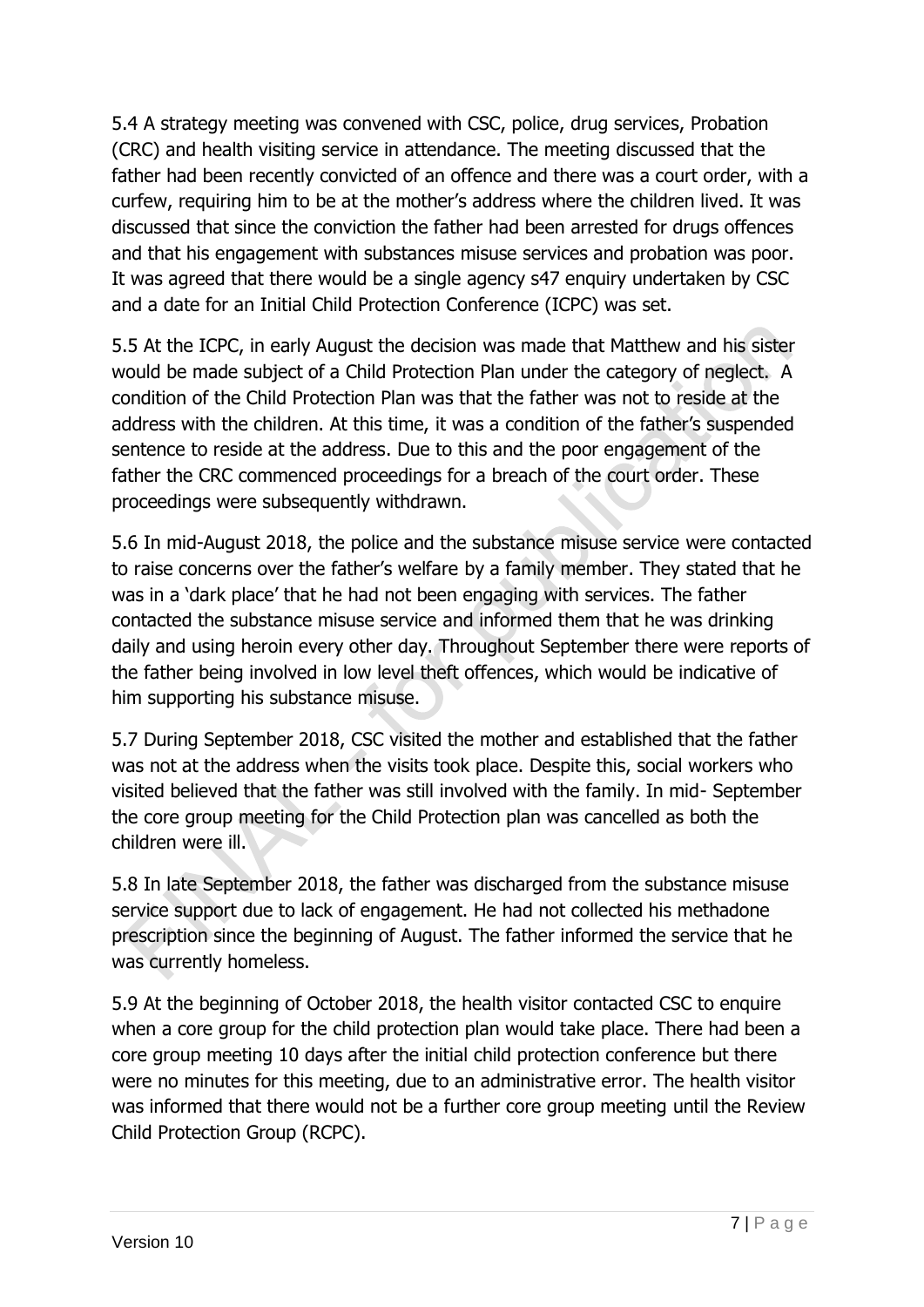5.4 A strategy meeting was convened with CSC, police, drug services, Probation (CRC) and health visiting service in attendance. The meeting discussed that the father had been recently convicted of an offence and there was a court order, with a curfew, requiring him to be at the mother's address where the children lived. It was discussed that since the conviction the father had been arrested for drugs offences and that his engagement with substances misuse services and probation was poor. It was agreed that there would be a single agency s47 enquiry undertaken by CSC and a date for an Initial Child Protection Conference (ICPC) was set.

5.5 At the ICPC, in early August the decision was made that Matthew and his sister would be made subject of a Child Protection Plan under the category of neglect. A condition of the Child Protection Plan was that the father was not to reside at the address with the children. At this time, it was a condition of the father's suspended sentence to reside at the address. Due to this and the poor engagement of the father the CRC commenced proceedings for a breach of the court order. These proceedings were subsequently withdrawn.

5.6 In mid-August 2018, the police and the substance misuse service were contacted to raise concerns over the father's welfare by a family member. They stated that he was in a 'dark place' that he had not been engaging with services. The father contacted the substance misuse service and informed them that he was drinking daily and using heroin every other day. Throughout September there were reports of the father being involved in low level theft offences, which would be indicative of him supporting his substance misuse.

5.7 During September 2018, CSC visited the mother and established that the father was not at the address when the visits took place. Despite this, social workers who visited believed that the father was still involved with the family. In mid- September the core group meeting for the Child Protection plan was cancelled as both the children were ill.

5.8 In late September 2018, the father was discharged from the substance misuse service support due to lack of engagement. He had not collected his methadone prescription since the beginning of August. The father informed the service that he was currently homeless.

5.9 At the beginning of October 2018, the health visitor contacted CSC to enquire when a core group for the child protection plan would take place. There had been a core group meeting 10 days after the initial child protection conference but there were no minutes for this meeting, due to an administrative error. The health visitor was informed that there would not be a further core group meeting until the Review Child Protection Group (RCPC).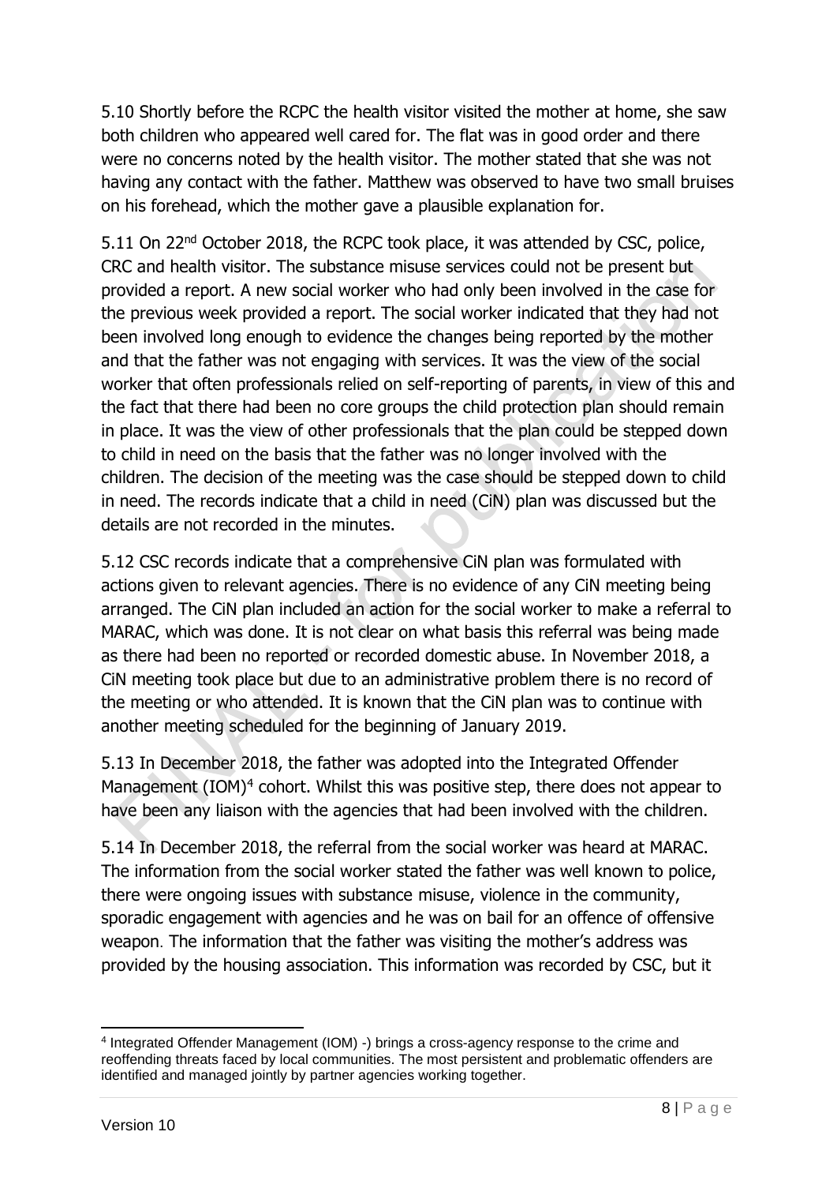5.10 Shortly before the RCPC the health visitor visited the mother at home, she saw both children who appeared well cared for. The flat was in good order and there were no concerns noted by the health visitor. The mother stated that she was not having any contact with the father. Matthew was observed to have two small bruises on his forehead, which the mother gave a plausible explanation for.

5.11 On 22nd October 2018, the RCPC took place, it was attended by CSC, police, CRC and health visitor. The substance misuse services could not be present but provided a report. A new social worker who had only been involved in the case for the previous week provided a report. The social worker indicated that they had not been involved long enough to evidence the changes being reported by the mother and that the father was not engaging with services. It was the view of the social worker that often professionals relied on self-reporting of parents, in view of this and the fact that there had been no core groups the child protection plan should remain in place. It was the view of other professionals that the plan could be stepped down to child in need on the basis that the father was no longer involved with the children. The decision of the meeting was the case should be stepped down to child in need. The records indicate that a child in need (CiN) plan was discussed but the details are not recorded in the minutes.

5.12 CSC records indicate that a comprehensive CiN plan was formulated with actions given to relevant agencies. There is no evidence of any CiN meeting being arranged. The CiN plan included an action for the social worker to make a referral to MARAC, which was done. It is not clear on what basis this referral was being made as there had been no reported or recorded domestic abuse. In November 2018, a CiN meeting took place but due to an administrative problem there is no record of the meeting or who attended. It is known that the CiN plan was to continue with another meeting scheduled for the beginning of January 2019.

5.13 In December 2018, the father was adopted into the Integrated Offender Management (IOM)[4] cohort. Whilst this was positive step, there does not appear to have been any liaison with the agencies that had been involved with the children.

5.14 In December 2018, the referral from the social worker was heard at MARAC. The information from the social worker stated the father was well known to police, there were ongoing issues with substance misuse, violence in the community, sporadic engagement with agencies and he was on bail for an offence of offensive weapon. The information that the father was visiting the mother's address was provided by the housing association. This information was recorded by CSC, but it

---

[4] Integrated Offender Management (IOM) -) brings a cross-agency response to the crime and reoffending threats faced by local communities. The most persistent and problematic offenders are identified and managed jointly by partner agencies working together.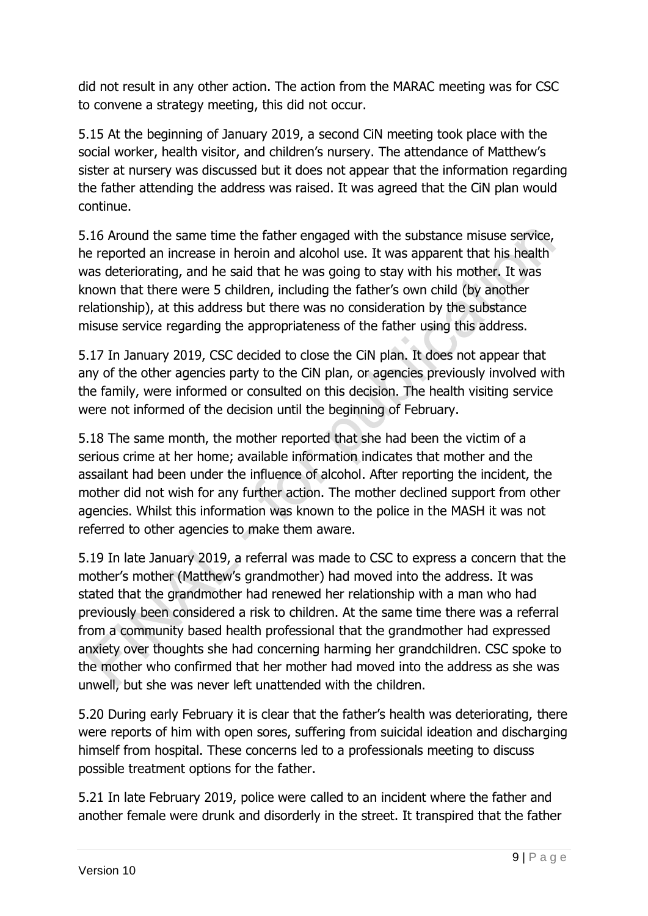did not result in any other action. The action from the MARAC meeting was for CSC to convene a strategy meeting, this did not occur.

5.15 At the beginning of January 2019, a second CiN meeting took place with the social worker, health visitor, and children's nursery. The attendance of Matthew's sister at nursery was discussed but it does not appear that the information regarding the father attending the address was raised. It was agreed that the CiN plan would continue.

5.16 Around the same time the father engaged with the substance misuse service, he reported an increase in heroin and alcohol use. It was apparent that his health was deteriorating, and he said that he was going to stay with his mother. It was known that there were 5 children, including the father's own child (by another relationship), at this address but there was no consideration by the substance misuse service regarding the appropriateness of the father using this address.

5.17 In January 2019, CSC decided to close the CiN plan. It does not appear that any of the other agencies party to the CiN plan, or agencies previously involved with the family, were informed or consulted on this decision. The health visiting service were not informed of the decision until the beginning of February.

5.18 The same month, the mother reported that she had been the victim of a serious crime at her home; available information indicates that mother and the assailant had been under the influence of alcohol. After reporting the incident, the mother did not wish for any further action. The mother declined support from other agencies. Whilst this information was known to the police in the MASH it was not referred to other agencies to make them aware.

5.19 In late January 2019, a referral was made to CSC to express a concern that the mother's mother (Matthew's grandmother) had moved into the address. It was stated that the grandmother had renewed her relationship with a man who had previously been considered a risk to children. At the same time there was a referral from a community based health professional that the grandmother had expressed anxiety over thoughts she had concerning harming her grandchildren. CSC spoke to the mother who confirmed that her mother had moved into the address as she was unwell, but she was never left unattended with the children.

5.20 During early February it is clear that the father's health was deteriorating, there were reports of him with open sores, suffering from suicidal ideation and discharging himself from hospital. These concerns led to a professionals meeting to discuss possible treatment options for the father.

5.21 In late February 2019, police were called to an incident where the father and another female were drunk and disorderly in the street. It transpired that the father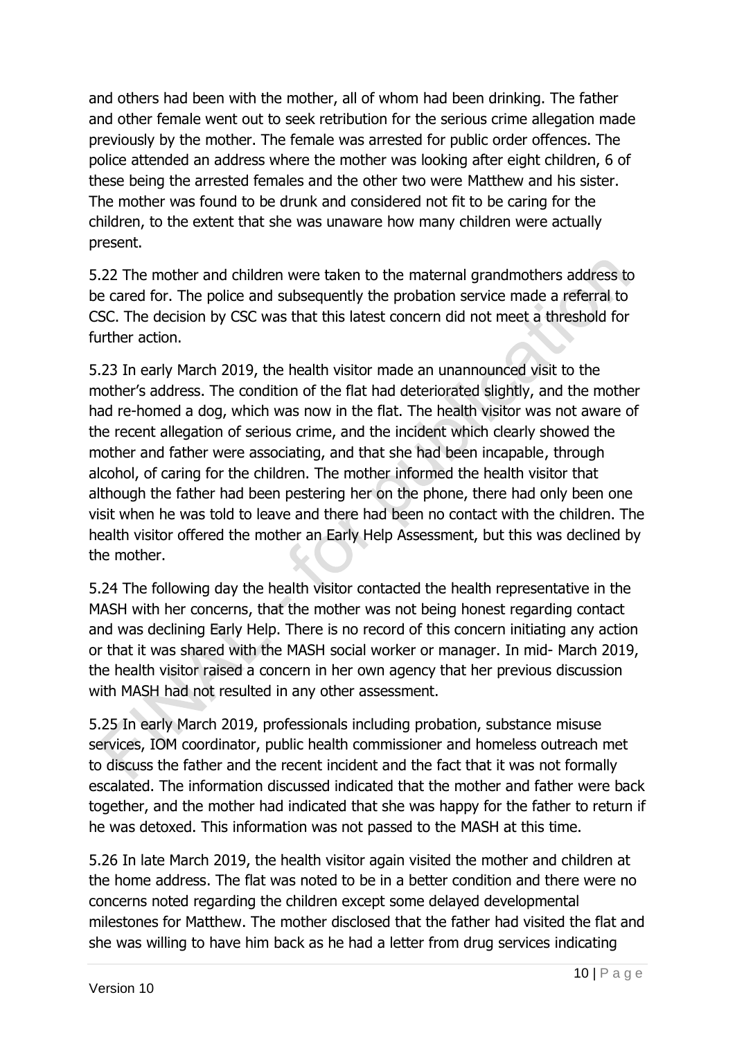and others had been with the mother, all of whom had been drinking. The father and other female went out to seek retribution for the serious crime allegation made previously by the mother. The female was arrested for public order offences. The police attended an address where the mother was looking after eight children, 6 of these being the arrested females and the other two were Matthew and his sister. The mother was found to be drunk and considered not fit to be caring for the children, to the extent that she was unaware how many children were actually present.

5.22 The mother and children were taken to the maternal grandmothers address to be cared for. The police and subsequently the probation service made a referral to CSC. The decision by CSC was that this latest concern did not meet a threshold for further action.

5.23 In early March 2019, the health visitor made an unannounced visit to the mother's address. The condition of the flat had deteriorated slightly, and the mother had re-homed a dog, which was now in the flat. The health visitor was not aware of the recent allegation of serious crime, and the incident which clearly showed the mother and father were associating, and that she had been incapable, through alcohol, of caring for the children. The mother informed the health visitor that although the father had been pestering her on the phone, there had only been one visit when he was told to leave and there had been no contact with the children. The health visitor offered the mother an Early Help Assessment, but this was declined by the mother.

5.24 The following day the health visitor contacted the health representative in the MASH with her concerns, that the mother was not being honest regarding contact and was declining Early Help. There is no record of this concern initiating any action or that it was shared with the MASH social worker or manager. In mid- March 2019, the health visitor raised a concern in her own agency that her previous discussion with MASH had not resulted in any other assessment.

5.25 In early March 2019, professionals including probation, substance misuse services, IOM coordinator, public health commissioner and homeless outreach met to discuss the father and the recent incident and the fact that it was not formally escalated. The information discussed indicated that the mother and father were back together, and the mother had indicated that she was happy for the father to return if he was detoxed. This information was not passed to the MASH at this time.

5.26 In late March 2019, the health visitor again visited the mother and children at the home address. The flat was noted to be in a better condition and there were no concerns noted regarding the children except some delayed developmental milestones for Matthew. The mother disclosed that the father had visited the flat and she was willing to have him back as he had a letter from drug services indicating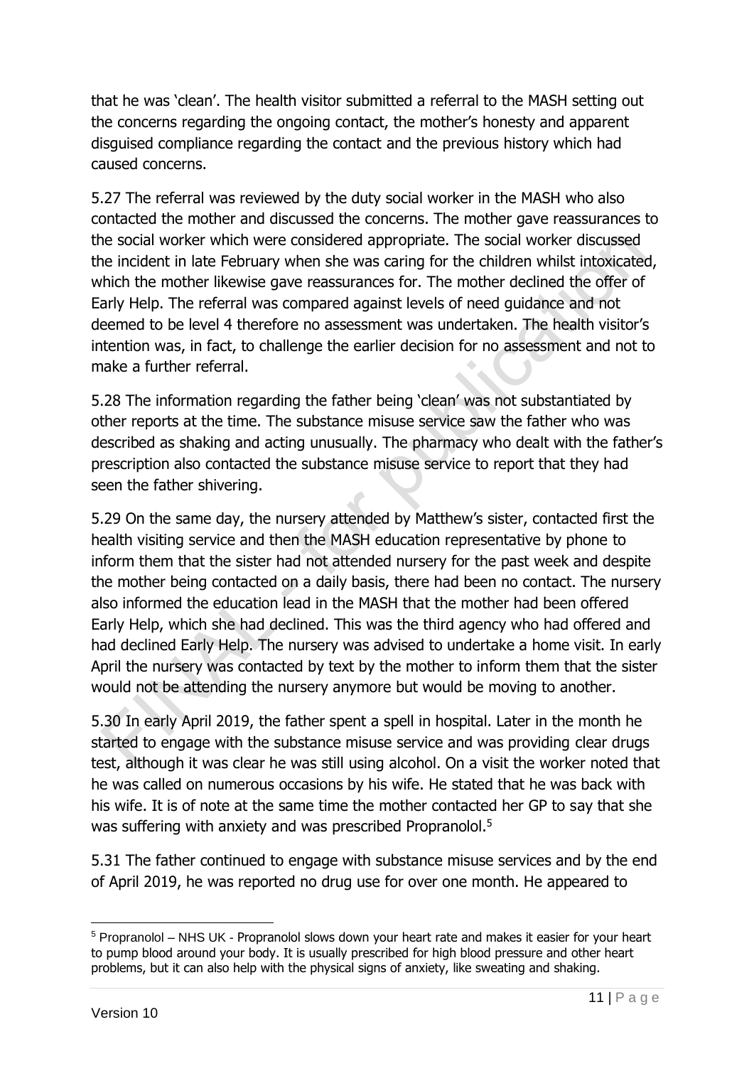that he was 'clean'. The health visitor submitted a referral to the MASH setting out the concerns regarding the ongoing contact, the mother's honesty and apparent disguised compliance regarding the contact and the previous history which had caused concerns.

5.27 The referral was reviewed by the duty social worker in the MASH who also contacted the mother and discussed the concerns. The mother gave reassurances to the social worker which were considered appropriate. The social worker discussed the incident in late February when she was caring for the children whilst intoxicated, which the mother likewise gave reassurances for. The mother declined the offer of Early Help. The referral was compared against levels of need guidance and not deemed to be level 4 therefore no assessment was undertaken. The health visitor's intention was, in fact, to challenge the earlier decision for no assessment and not to make a further referral.

5.28 The information regarding the father being 'clean' was not substantiated by other reports at the time. The substance misuse service saw the father who was described as shaking and acting unusually. The pharmacy who dealt with the father's prescription also contacted the substance misuse service to report that they had seen the father shivering.

5.29 On the same day, the nursery attended by Matthew's sister, contacted first the health visiting service and then the MASH education representative by phone to inform them that the sister had not attended nursery for the past week and despite the mother being contacted on a daily basis, there had been no contact. The nursery also informed the education lead in the MASH that the mother had been offered Early Help, which she had declined. This was the third agency who had offered and had declined Early Help. The nursery was advised to undertake a home visit. In early April the nursery was contacted by text by the mother to inform them that the sister would not be attending the nursery anymore but would be moving to another.

5.30 In early April 2019, the father spent a spell in hospital. Later in the month he started to engage with the substance misuse service and was providing clear drugs test, although it was clear he was still using alcohol. On a visit the worker noted that he was called on numerous occasions by his wife. He stated that he was back with his wife. It is of note at the same time the mother contacted her GP to say that she was suffering with anxiety and was prescribed Propranolol.[5]

5.31 The father continued to engage with substance misuse services and by the end of April 2019, he was reported no drug use for over one month. He appeared to

---

[5] Propranolol – NHS UK - Propranolol slows down your heart rate and makes it easier for your heart to pump blood around your body. It is usually prescribed for high blood pressure and other heart problems, but it can also help with the physical signs of anxiety, like sweating and shaking.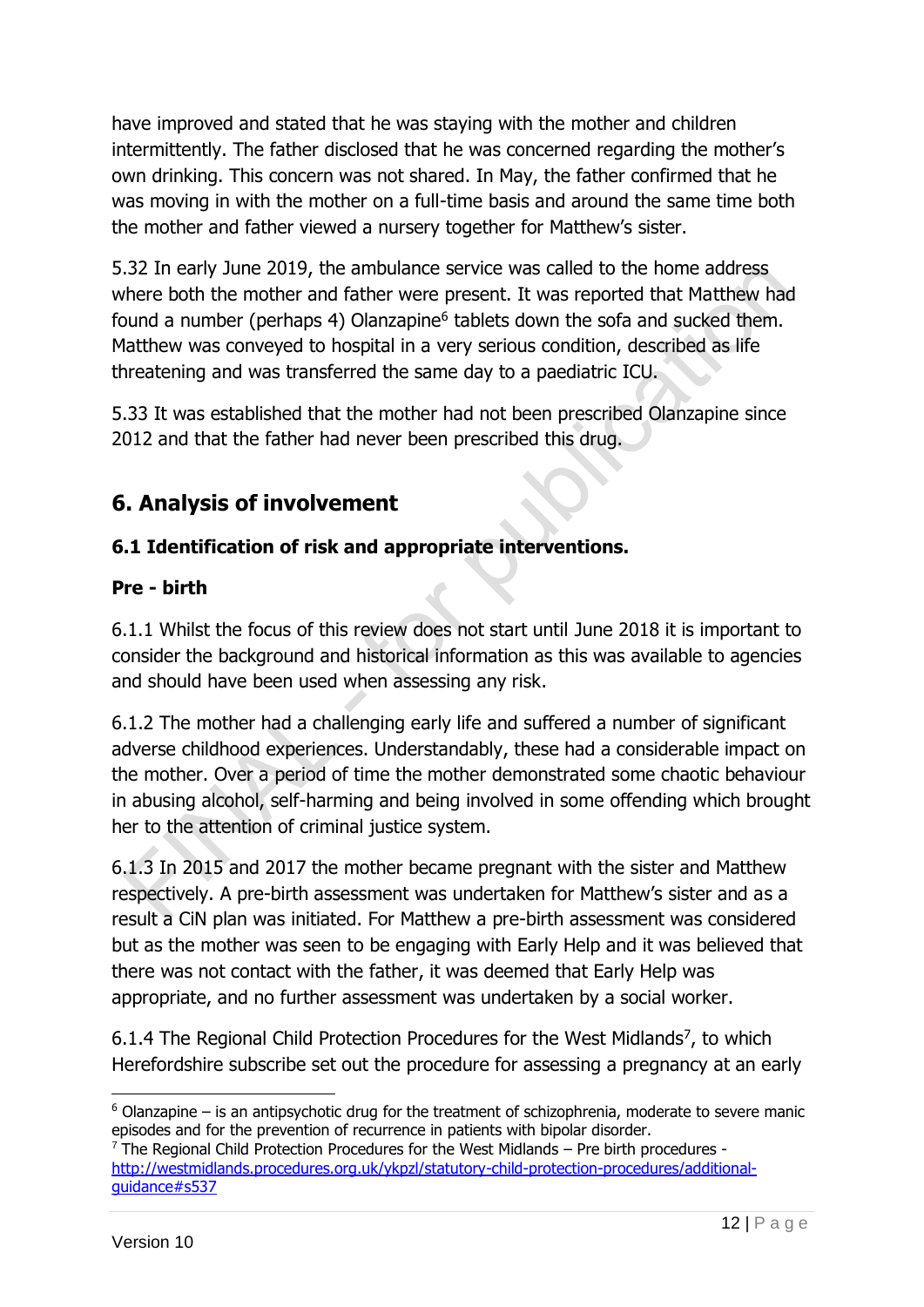have improved and stated that he was staying with the mother and children intermittently. The father disclosed that he was concerned regarding the mother's own drinking. This concern was not shared. In May, the father confirmed that he was moving in with the mother on a full-time basis and around the same time both the mother and father viewed a nursery together for Matthew's sister.

5.32 In early June 2019, the ambulance service was called to the home address where both the mother and father were present. It was reported that Matthew had found a number (perhaps 4) Olanzapine[6] tablets down the sofa and sucked them. Matthew was conveyed to hospital in a very serious condition, described as life threatening and was transferred the same day to a paediatric ICU.

5.33 It was established that the mother had not been prescribed Olanzapine since 2012 and that the father had never been prescribed this drug.

## 6. Analysis of involvement

### 6.1 Identification of risk and appropriate interventions.

**Pre - birth**

6.1.1 Whilst the focus of this review does not start until June 2018 it is important to consider the background and historical information as this was available to agencies and should have been used when assessing any risk.

6.1.2 The mother had a challenging early life and suffered a number of significant adverse childhood experiences. Understandably, these had a considerable impact on the mother. Over a period of time the mother demonstrated some chaotic behaviour in abusing alcohol, self-harming and being involved in some offending which brought her to the attention of criminal justice system.

6.1.3 In 2015 and 2017 the mother became pregnant with the sister and Matthew respectively. A pre-birth assessment was undertaken for Matthew's sister and as a result a CiN plan was initiated. For Matthew a pre-birth assessment was considered but as the mother was seen to be engaging with Early Help and it was believed that there was not contact with the father, it was deemed that Early Help was appropriate, and no further assessment was undertaken by a social worker.

6.1.4 The Regional Child Protection Procedures for the West Midlands[7], to which Herefordshire subscribe set out the procedure for assessing a pregnancy at an early

---

[6] Olanzapine – is an antipsychotic drug for the treatment of schizophrenia, moderate to severe manic episodes and for the prevention of recurrence in patients with bipolar disorder.

[7] The Regional Child Protection Procedures for the West Midlands – Pre birth procedures - http://westmidlands.procedures.org.uk/ykpzl/statutory-child-protection-procedures/additional-guidance#s537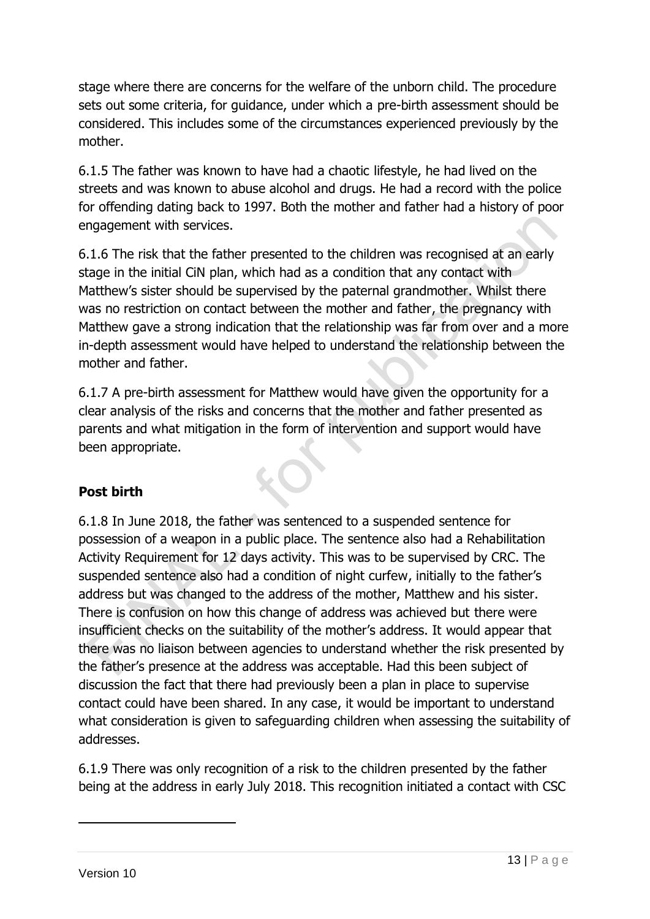stage where there are concerns for the welfare of the unborn child. The procedure sets out some criteria, for guidance, under which a pre-birth assessment should be considered. This includes some of the circumstances experienced previously by the mother.

6.1.5 The father was known to have had a chaotic lifestyle, he had lived on the streets and was known to abuse alcohol and drugs. He had a record with the police for offending dating back to 1997. Both the mother and father had a history of poor engagement with services.

6.1.6 The risk that the father presented to the children was recognised at an early stage in the initial CiN plan, which had as a condition that any contact with Matthew's sister should be supervised by the paternal grandmother. Whilst there was no restriction on contact between the mother and father, the pregnancy with Matthew gave a strong indication that the relationship was far from over and a more in-depth assessment would have helped to understand the relationship between the mother and father.

6.1.7 A pre-birth assessment for Matthew would have given the opportunity for a clear analysis of the risks and concerns that the mother and father presented as parents and what mitigation in the form of intervention and support would have been appropriate.

**Post birth**

6.1.8 In June 2018, the father was sentenced to a suspended sentence for possession of a weapon in a public place. The sentence also had a Rehabilitation Activity Requirement for 12 days activity. This was to be supervised by CRC. The suspended sentence also had a condition of night curfew, initially to the father's address but was changed to the address of the mother, Matthew and his sister. There is confusion on how this change of address was achieved but there were insufficient checks on the suitability of the mother's address. It would appear that there was no liaison between agencies to understand whether the risk presented by the father's presence at the address was acceptable. Had this been subject of discussion the fact that there had previously been a plan in place to supervise contact could have been shared. In any case, it would be important to understand what consideration is given to safeguarding children when assessing the suitability of addresses.

6.1.9 There was only recognition of a risk to the children presented by the father being at the address in early July 2018. This recognition initiated a contact with CSC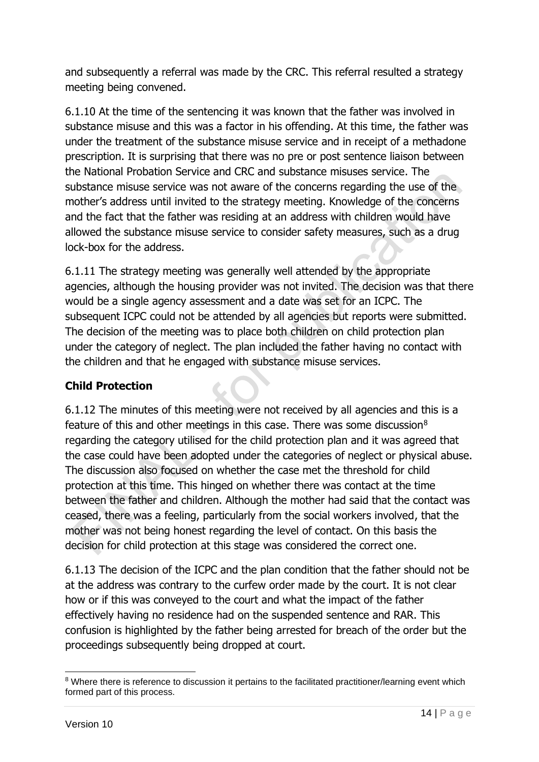and subsequently a referral was made by the CRC. This referral resulted a strategy meeting being convened.

6.1.10 At the time of the sentencing it was known that the father was involved in substance misuse and this was a factor in his offending. At this time, the father was under the treatment of the substance misuse service and in receipt of a methadone prescription. It is surprising that there was no pre or post sentence liaison between the National Probation Service and CRC and substance misuses service. The substance misuse service was not aware of the concerns regarding the use of the mother's address until invited to the strategy meeting. Knowledge of the concerns and the fact that the father was residing at an address with children would have allowed the substance misuse service to consider safety measures, such as a drug lock-box for the address.

6.1.11 The strategy meeting was generally well attended by the appropriate agencies, although the housing provider was not invited. The decision was that there would be a single agency assessment and a date was set for an ICPC. The subsequent ICPC could not be attended by all agencies but reports were submitted. The decision of the meeting was to place both children on child protection plan under the category of neglect. The plan included the father having no contact with the children and that he engaged with substance misuse services.

## Child Protection

6.1.12 The minutes of this meeting were not received by all agencies and this is a feature of this and other meetings in this case. There was some discussion[8] regarding the category utilised for the child protection plan and it was agreed that the case could have been adopted under the categories of neglect or physical abuse. The discussion also focused on whether the case met the threshold for child protection at this time. This hinged on whether there was contact at the time between the father and children. Although the mother had said that the contact was ceased, there was a feeling, particularly from the social workers involved, that the mother was not being honest regarding the level of contact. On this basis the decision for child protection at this stage was considered the correct one.

6.1.13 The decision of the ICPC and the plan condition that the father should not be at the address was contrary to the curfew order made by the court. It is not clear how or if this was conveyed to the court and what the impact of the father effectively having no residence had on the suspended sentence and RAR. This confusion is highlighted by the father being arrested for breach of the order but the proceedings subsequently being dropped at court.

[8] Where there is reference to discussion it pertains to the facilitated practitioner/learning event which formed part of this process.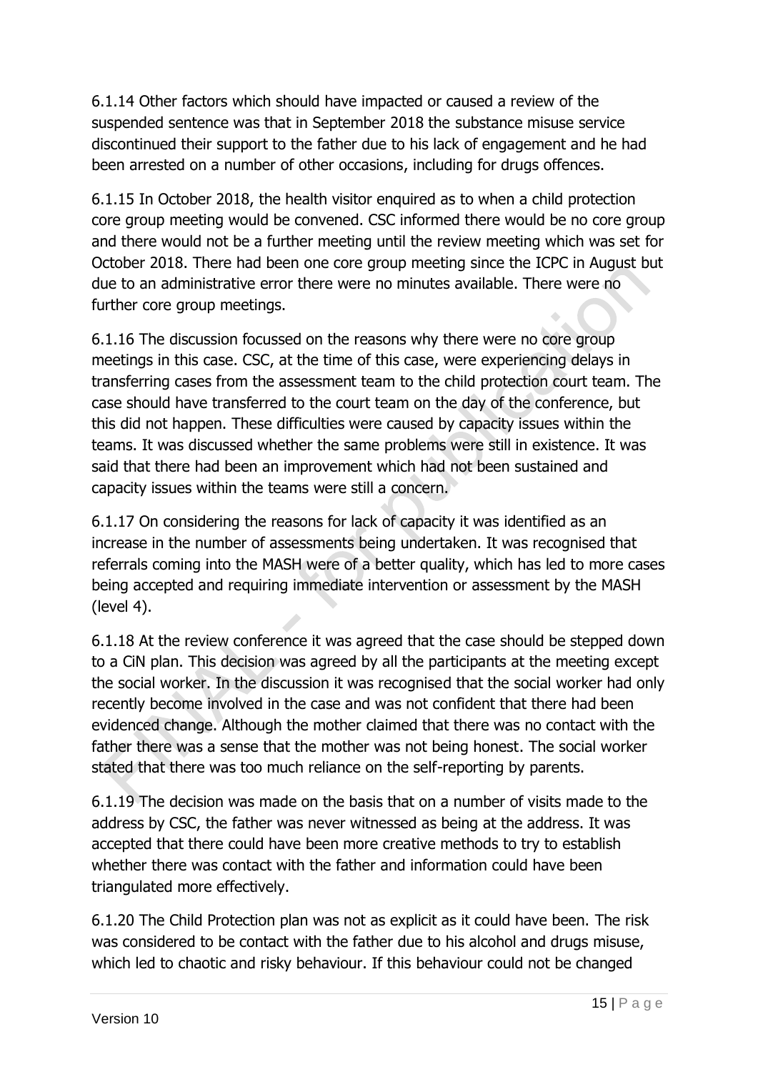6.1.14 Other factors which should have impacted or caused a review of the suspended sentence was that in September 2018 the substance misuse service discontinued their support to the father due to his lack of engagement and he had been arrested on a number of other occasions, including for drugs offences.

6.1.15 In October 2018, the health visitor enquired as to when a child protection core group meeting would be convened. CSC informed there would be no core group and there would not be a further meeting until the review meeting which was set for October 2018. There had been one core group meeting since the ICPC in August but due to an administrative error there were no minutes available. There were no further core group meetings.

6.1.16 The discussion focussed on the reasons why there were no core group meetings in this case. CSC, at the time of this case, were experiencing delays in transferring cases from the assessment team to the child protection court team. The case should have transferred to the court team on the day of the conference, but this did not happen. These difficulties were caused by capacity issues within the teams. It was discussed whether the same problems were still in existence. It was said that there had been an improvement which had not been sustained and capacity issues within the teams were still a concern.

6.1.17 On considering the reasons for lack of capacity it was identified as an increase in the number of assessments being undertaken. It was recognised that referrals coming into the MASH were of a better quality, which has led to more cases being accepted and requiring immediate intervention or assessment by the MASH (level 4).

6.1.18 At the review conference it was agreed that the case should be stepped down to a CiN plan. This decision was agreed by all the participants at the meeting except the social worker. In the discussion it was recognised that the social worker had only recently become involved in the case and was not confident that there had been evidenced change. Although the mother claimed that there was no contact with the father there was a sense that the mother was not being honest. The social worker stated that there was too much reliance on the self-reporting by parents.

6.1.19 The decision was made on the basis that on a number of visits made to the address by CSC, the father was never witnessed as being at the address. It was accepted that there could have been more creative methods to try to establish whether there was contact with the father and information could have been triangulated more effectively.

6.1.20 The Child Protection plan was not as explicit as it could have been. The risk was considered to be contact with the father due to his alcohol and drugs misuse, which led to chaotic and risky behaviour. If this behaviour could not be changed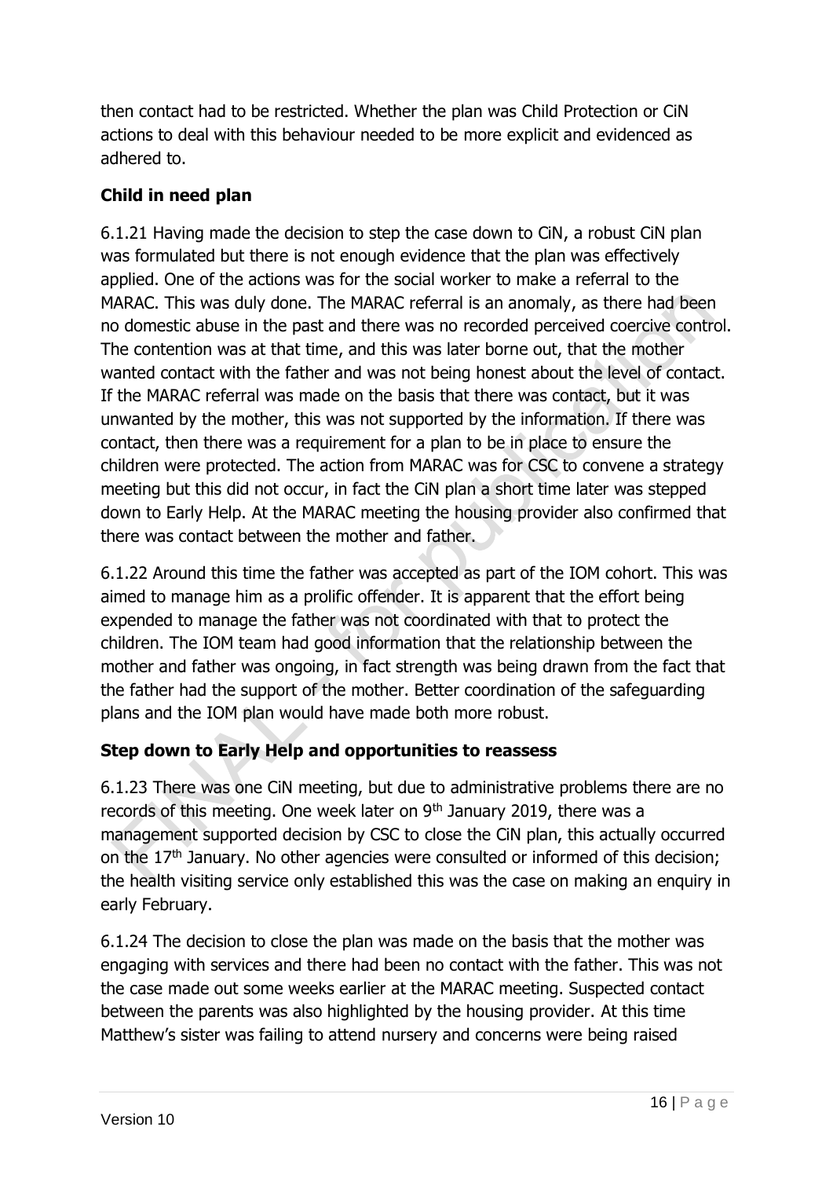then contact had to be restricted. Whether the plan was Child Protection or CiN actions to deal with this behaviour needed to be more explicit and evidenced as adhered to.

### Child in need plan

6.1.21 Having made the decision to step the case down to CiN, a robust CiN plan was formulated but there is not enough evidence that the plan was effectively applied. One of the actions was for the social worker to make a referral to the MARAC. This was duly done. The MARAC referral is an anomaly, as there had been no domestic abuse in the past and there was no recorded perceived coercive control. The contention was at that time, and this was later borne out, that the mother wanted contact with the father and was not being honest about the level of contact. If the MARAC referral was made on the basis that there was contact, but it was unwanted by the mother, this was not supported by the information. If there was contact, then there was a requirement for a plan to be in place to ensure the children were protected. The action from MARAC was for CSC to convene a strategy meeting but this did not occur, in fact the CiN plan a short time later was stepped down to Early Help. At the MARAC meeting the housing provider also confirmed that there was contact between the mother and father.

6.1.22 Around this time the father was accepted as part of the IOM cohort. This was aimed to manage him as a prolific offender. It is apparent that the effort being expended to manage the father was not coordinated with that to protect the children. The IOM team had good information that the relationship between the mother and father was ongoing, in fact strength was being drawn from the fact that the father had the support of the mother. Better coordination of the safeguarding plans and the IOM plan would have made both more robust.

### Step down to Early Help and opportunities to reassess

6.1.23 There was one CiN meeting, but due to administrative problems there are no records of this meeting. One week later on 9th January 2019, there was a management supported decision by CSC to close the CiN plan, this actually occurred on the 17th January. No other agencies were consulted or informed of this decision; the health visiting service only established this was the case on making an enquiry in early February.

6.1.24 The decision to close the plan was made on the basis that the mother was engaging with services and there had been no contact with the father. This was not the case made out some weeks earlier at the MARAC meeting. Suspected contact between the parents was also highlighted by the housing provider. At this time Matthew's sister was failing to attend nursery and concerns were being raised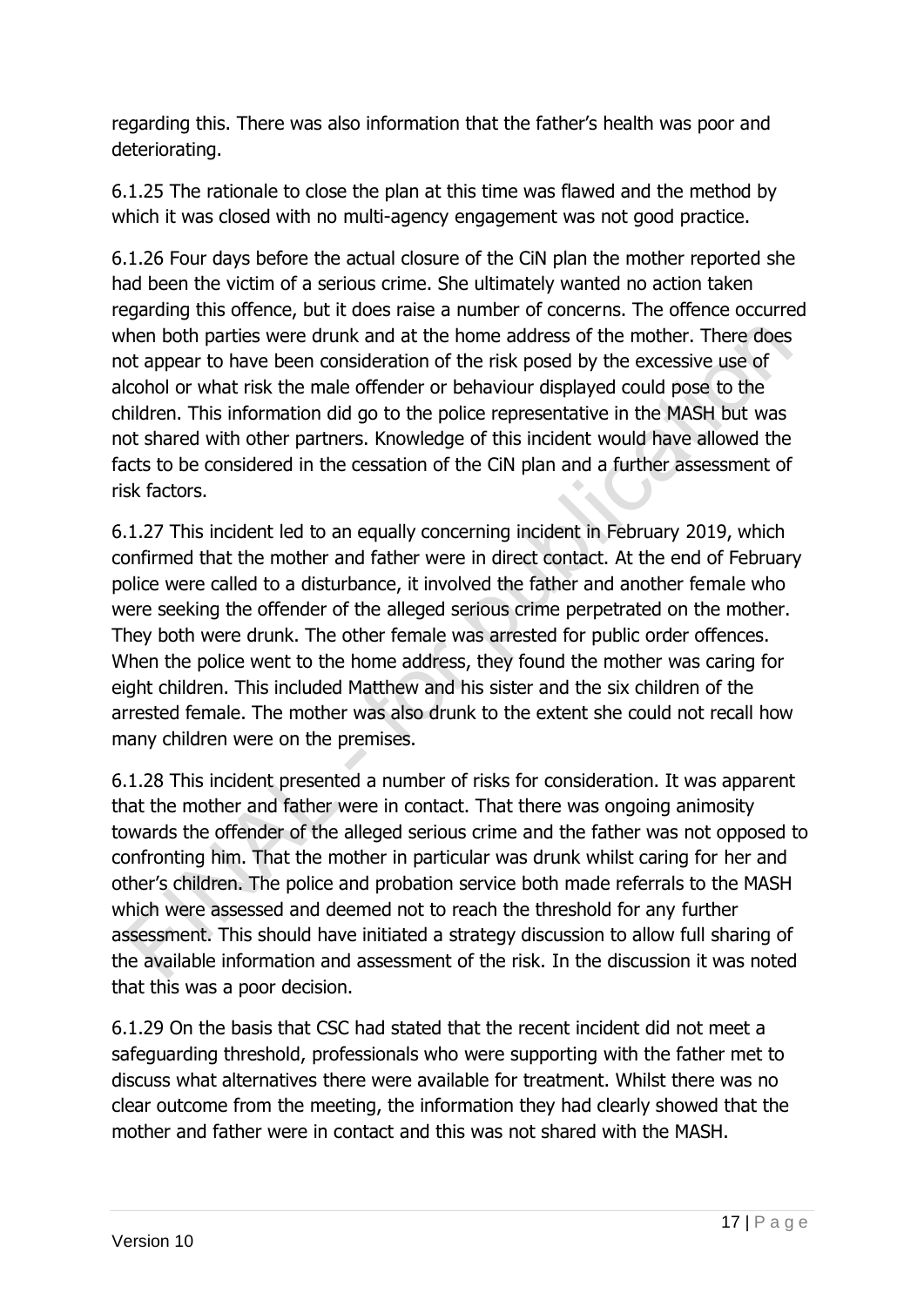regarding this. There was also information that the father's health was poor and deteriorating.

6.1.25 The rationale to close the plan at this time was flawed and the method by which it was closed with no multi-agency engagement was not good practice.

6.1.26 Four days before the actual closure of the CiN plan the mother reported she had been the victim of a serious crime. She ultimately wanted no action taken regarding this offence, but it does raise a number of concerns. The offence occurred when both parties were drunk and at the home address of the mother. There does not appear to have been consideration of the risk posed by the excessive use of alcohol or what risk the male offender or behaviour displayed could pose to the children. This information did go to the police representative in the MASH but was not shared with other partners. Knowledge of this incident would have allowed the facts to be considered in the cessation of the CiN plan and a further assessment of risk factors.

6.1.27 This incident led to an equally concerning incident in February 2019, which confirmed that the mother and father were in direct contact. At the end of February police were called to a disturbance, it involved the father and another female who were seeking the offender of the alleged serious crime perpetrated on the mother. They both were drunk. The other female was arrested for public order offences. When the police went to the home address, they found the mother was caring for eight children. This included Matthew and his sister and the six children of the arrested female. The mother was also drunk to the extent she could not recall how many children were on the premises.

6.1.28 This incident presented a number of risks for consideration. It was apparent that the mother and father were in contact. That there was ongoing animosity towards the offender of the alleged serious crime and the father was not opposed to confronting him. That the mother in particular was drunk whilst caring for her and other's children. The police and probation service both made referrals to the MASH which were assessed and deemed not to reach the threshold for any further assessment. This should have initiated a strategy discussion to allow full sharing of the available information and assessment of the risk. In the discussion it was noted that this was a poor decision.

6.1.29 On the basis that CSC had stated that the recent incident did not meet a safeguarding threshold, professionals who were supporting with the father met to discuss what alternatives there were available for treatment. Whilst there was no clear outcome from the meeting, the information they had clearly showed that the mother and father were in contact and this was not shared with the MASH.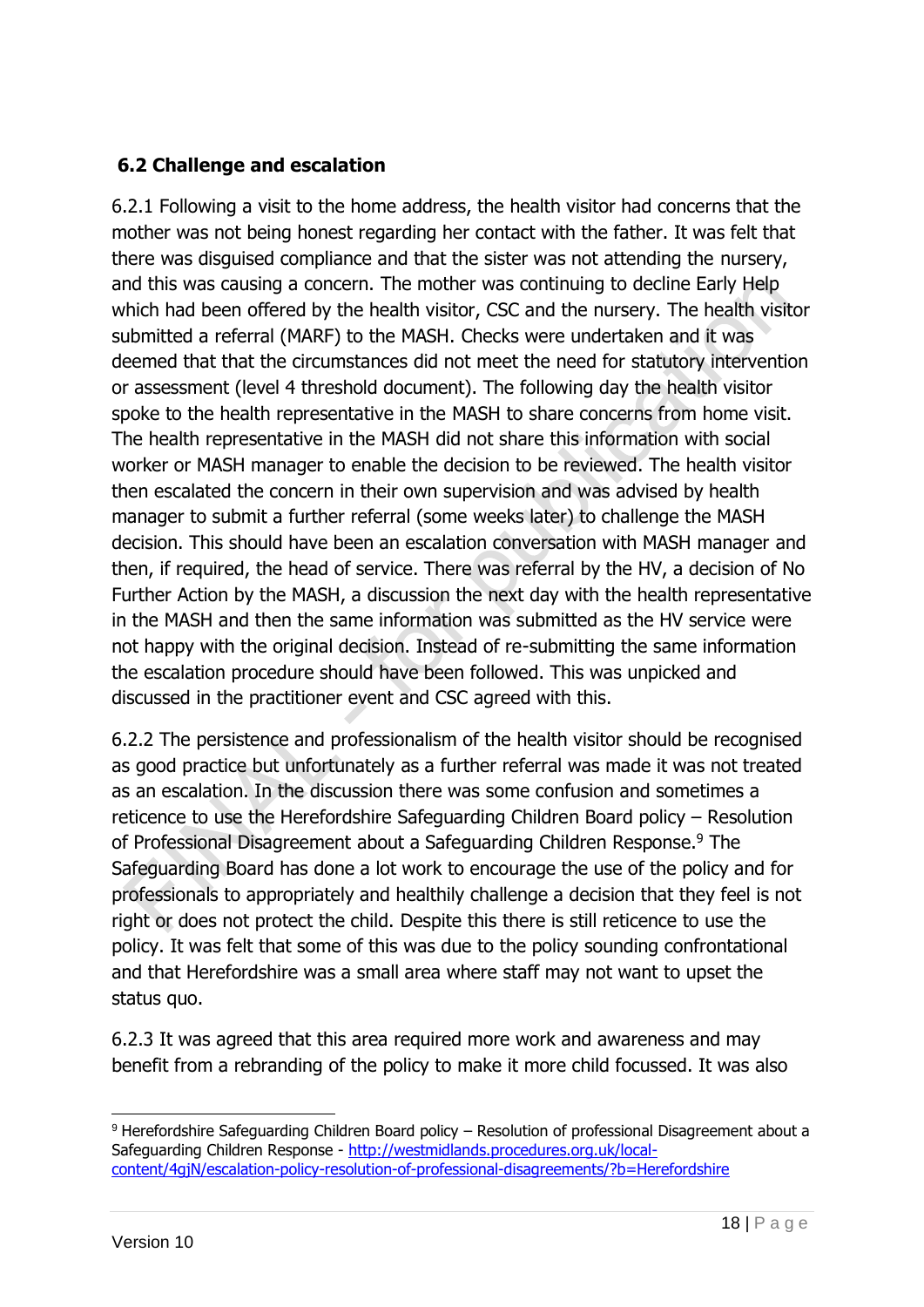## 6.2 Challenge and escalation

6.2.1 Following a visit to the home address, the health visitor had concerns that the mother was not being honest regarding her contact with the father. It was felt that there was disguised compliance and that the sister was not attending the nursery, and this was causing a concern. The mother was continuing to decline Early Help which had been offered by the health visitor, CSC and the nursery. The health visitor submitted a referral (MARF) to the MASH. Checks were undertaken and it was deemed that that the circumstances did not meet the need for statutory intervention or assessment (level 4 threshold document). The following day the health visitor spoke to the health representative in the MASH to share concerns from home visit. The health representative in the MASH did not share this information with social worker or MASH manager to enable the decision to be reviewed. The health visitor then escalated the concern in their own supervision and was advised by health manager to submit a further referral (some weeks later) to challenge the MASH decision. This should have been an escalation conversation with MASH manager and then, if required, the head of service. There was referral by the HV, a decision of No Further Action by the MASH, a discussion the next day with the health representative in the MASH and then the same information was submitted as the HV service were not happy with the original decision. Instead of re-submitting the same information the escalation procedure should have been followed. This was unpicked and discussed in the practitioner event and CSC agreed with this.

6.2.2 The persistence and professionalism of the health visitor should be recognised as good practice but unfortunately as a further referral was made it was not treated as an escalation. In the discussion there was some confusion and sometimes a reticence to use the Herefordshire Safeguarding Children Board policy – Resolution of Professional Disagreement about a Safeguarding Children Response.[9] The Safeguarding Board has done a lot work to encourage the use of the policy and for professionals to appropriately and healthily challenge a decision that they feel is not right or does not protect the child. Despite this there is still reticence to use the policy. It was felt that some of this was due to the policy sounding confrontational and that Herefordshire was a small area where staff may not want to upset the status quo.

6.2.3 It was agreed that this area required more work and awareness and may benefit from a rebranding of the policy to make it more child focussed. It was also

[9] Herefordshire Safeguarding Children Board policy – Resolution of professional Disagreement about a Safeguarding Children Response - http://westmidlands.procedures.org.uk/local-content/4gjN/escalation-policy-resolution-of-professional-disagreements/?b=Herefordshire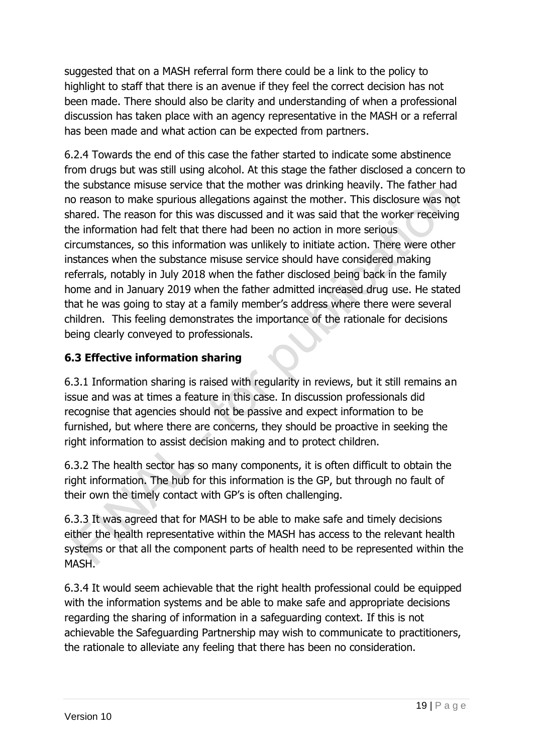suggested that on a MASH referral form there could be a link to the policy to highlight to staff that there is an avenue if they feel the correct decision has not been made. There should also be clarity and understanding of when a professional discussion has taken place with an agency representative in the MASH or a referral has been made and what action can be expected from partners.

6.2.4 Towards the end of this case the father started to indicate some abstinence from drugs but was still using alcohol. At this stage the father disclosed a concern to the substance misuse service that the mother was drinking heavily. The father had no reason to make spurious allegations against the mother. This disclosure was not shared. The reason for this was discussed and it was said that the worker receiving the information had felt that there had been no action in more serious circumstances, so this information was unlikely to initiate action. There were other instances when the substance misuse service should have considered making referrals, notably in July 2018 when the father disclosed being back in the family home and in January 2019 when the father admitted increased drug use. He stated that he was going to stay at a family member's address where there were several children. This feeling demonstrates the importance of the rationale for decisions being clearly conveyed to professionals.

### 6.3 Effective information sharing

6.3.1 Information sharing is raised with regularity in reviews, but it still remains an issue and was at times a feature in this case. In discussion professionals did recognise that agencies should not be passive and expect information to be furnished, but where there are concerns, they should be proactive in seeking the right information to assist decision making and to protect children.

6.3.2 The health sector has so many components, it is often difficult to obtain the right information. The hub for this information is the GP, but through no fault of their own the timely contact with GP's is often challenging.

6.3.3 It was agreed that for MASH to be able to make safe and timely decisions either the health representative within the MASH has access to the relevant health systems or that all the component parts of health need to be represented within the MASH.

6.3.4 It would seem achievable that the right health professional could be equipped with the information systems and be able to make safe and appropriate decisions regarding the sharing of information in a safeguarding context. If this is not achievable the Safeguarding Partnership may wish to communicate to practitioners, the rationale to alleviate any feeling that there has been no consideration.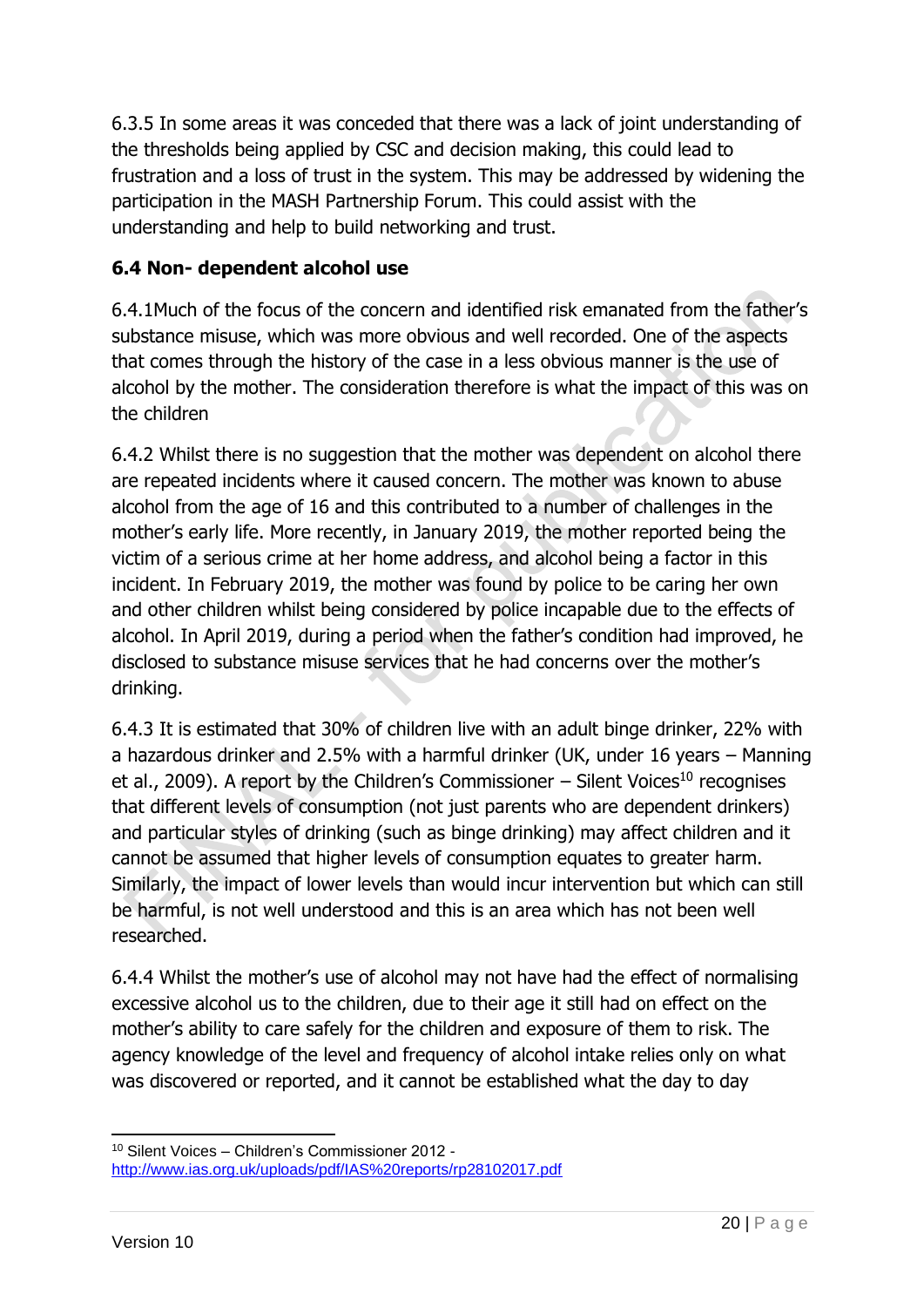6.3.5 In some areas it was conceded that there was a lack of joint understanding of the thresholds being applied by CSC and decision making, this could lead to frustration and a loss of trust in the system. This may be addressed by widening the participation in the MASH Partnership Forum. This could assist with the understanding and help to build networking and trust.

**6.4 Non- dependent alcohol use**

6.4.1Much of the focus of the concern and identified risk emanated from the father's substance misuse, which was more obvious and well recorded. One of the aspects that comes through the history of the case in a less obvious manner is the use of alcohol by the mother. The consideration therefore is what the impact of this was on the children

6.4.2 Whilst there is no suggestion that the mother was dependent on alcohol there are repeated incidents where it caused concern. The mother was known to abuse alcohol from the age of 16 and this contributed to a number of challenges in the mother's early life. More recently, in January 2019, the mother reported being the victim of a serious crime at her home address, and alcohol being a factor in this incident. In February 2019, the mother was found by police to be caring her own and other children whilst being considered by police incapable due to the effects of alcohol. In April 2019, during a period when the father's condition had improved, he disclosed to substance misuse services that he had concerns over the mother's drinking.

6.4.3 It is estimated that 30% of children live with an adult binge drinker, 22% with a hazardous drinker and 2.5% with a harmful drinker (UK, under 16 years – Manning et al., 2009). A report by the Children's Commissioner – Silent Voices[10] recognises that different levels of consumption (not just parents who are dependent drinkers) and particular styles of drinking (such as binge drinking) may affect children and it cannot be assumed that higher levels of consumption equates to greater harm. Similarly, the impact of lower levels than would incur intervention but which can still be harmful, is not well understood and this is an area which has not been well researched.

6.4.4 Whilst the mother's use of alcohol may not have had the effect of normalising excessive alcohol us to the children, due to their age it still had on effect on the mother's ability to care safely for the children and exposure of them to risk. The agency knowledge of the level and frequency of alcohol intake relies only on what was discovered or reported, and it cannot be established what the day to day

[10] Silent Voices – Children's Commissioner 2012 - http://www.ias.org.uk/uploads/pdf/IAS%20reports/rp28102017.pdf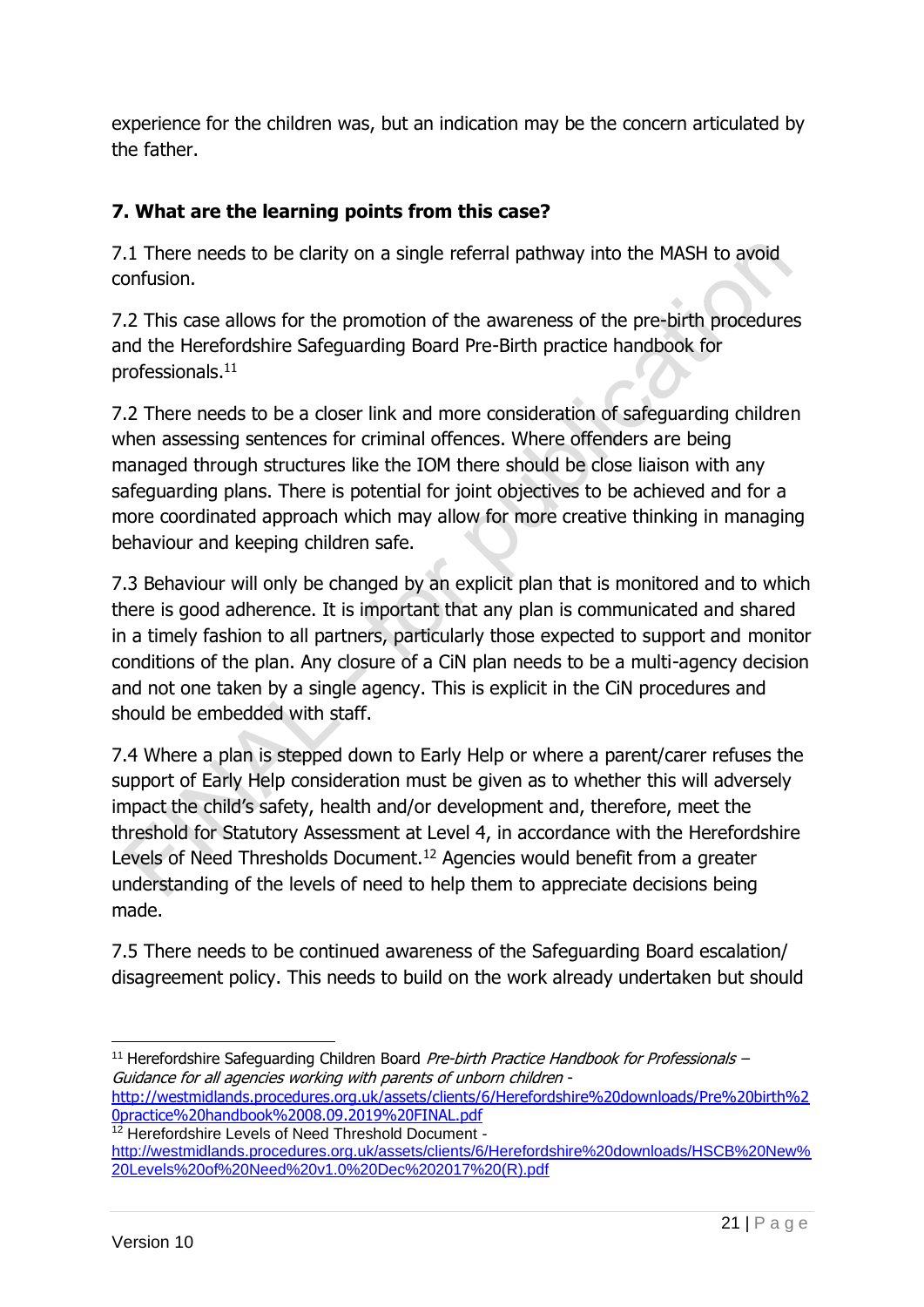experience for the children was, but an indication may be the concern articulated by the father.

## 7. What are the learning points from this case?

7.1 There needs to be clarity on a single referral pathway into the MASH to avoid confusion.

7.2 This case allows for the promotion of the awareness of the pre-birth procedures and the Herefordshire Safeguarding Board Pre-Birth practice handbook for professionals.[11]

7.2 There needs to be a closer link and more consideration of safeguarding children when assessing sentences for criminal offences. Where offenders are being managed through structures like the IOM there should be close liaison with any safeguarding plans. There is potential for joint objectives to be achieved and for a more coordinated approach which may allow for more creative thinking in managing behaviour and keeping children safe.

7.3 Behaviour will only be changed by an explicit plan that is monitored and to which there is good adherence. It is important that any plan is communicated and shared in a timely fashion to all partners, particularly those expected to support and monitor conditions of the plan. Any closure of a CiN plan needs to be a multi-agency decision and not one taken by a single agency. This is explicit in the CiN procedures and should be embedded with staff.

7.4 Where a plan is stepped down to Early Help or where a parent/carer refuses the support of Early Help consideration must be given as to whether this will adversely impact the child's safety, health and/or development and, therefore, meet the threshold for Statutory Assessment at Level 4, in accordance with the Herefordshire Levels of Need Thresholds Document.[12] Agencies would benefit from a greater understanding of the levels of need to help them to appreciate decisions being made.

7.5 There needs to be continued awareness of the Safeguarding Board escalation/ disagreement policy. This needs to build on the work already undertaken but should

---

[11] Herefordshire Safeguarding Children Board *Pre-birth Practice Handbook for Professionals – Guidance for all agencies working with parents of unborn children* - http://westmidlands.procedures.org.uk/assets/clients/6/Herefordshire%20downloads/Pre%20birth%20practice%20handbook%2008.09.2019%20FINAL.pdf

[12] Herefordshire Levels of Need Threshold Document - http://westmidlands.procedures.org.uk/assets/clients/6/Herefordshire%20downloads/HSCB%20New%20Levels%20of%20Need%20v1.0%20Dec%202017%20(R).pdf

Version 10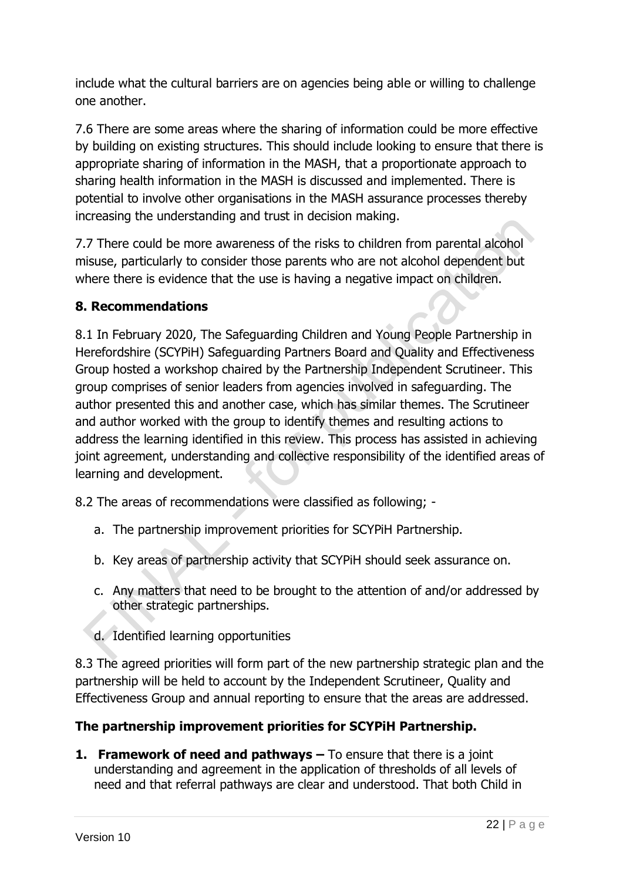include what the cultural barriers are on agencies being able or willing to challenge one another.

7.6 There are some areas where the sharing of information could be more effective by building on existing structures. This should include looking to ensure that there is appropriate sharing of information in the MASH, that a proportionate approach to sharing health information in the MASH is discussed and implemented. There is potential to involve other organisations in the MASH assurance processes thereby increasing the understanding and trust in decision making.

7.7 There could be more awareness of the risks to children from parental alcohol misuse, particularly to consider those parents who are not alcohol dependent but where there is evidence that the use is having a negative impact on children.

## 8. Recommendations

8.1 In February 2020, The Safeguarding Children and Young People Partnership in Herefordshire (SCYPiH) Safeguarding Partners Board and Quality and Effectiveness Group hosted a workshop chaired by the Partnership Independent Scrutineer. This group comprises of senior leaders from agencies involved in safeguarding. The author presented this and another case, which has similar themes. The Scrutineer and author worked with the group to identify themes and resulting actions to address the learning identified in this review. This process has assisted in achieving joint agreement, understanding and collective responsibility of the identified areas of learning and development.

8.2 The areas of recommendations were classified as following; -

a. The partnership improvement priorities for SCYPiH Partnership.

b. Key areas of partnership activity that SCYPiH should seek assurance on.

c. Any matters that need to be brought to the attention of and/or addressed by other strategic partnerships.

d. Identified learning opportunities

8.3 The agreed priorities will form part of the new partnership strategic plan and the partnership will be held to account by the Independent Scrutineer, Quality and Effectiveness Group and annual reporting to ensure that the areas are addressed.

### The partnership improvement priorities for SCYPiH Partnership.

1. **Framework of need and pathways –** To ensure that there is a joint understanding and agreement in the application of thresholds of all levels of need and that referral pathways are clear and understood. That both Child in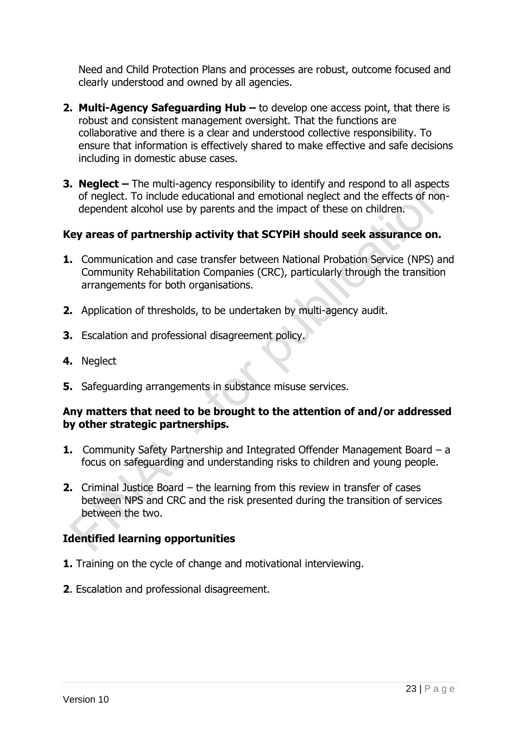Need and Child Protection Plans and processes are robust, outcome focused and clearly understood and owned by all agencies.

2. **Multi-Agency Safeguarding Hub –** to develop one access point, that there is robust and consistent management oversight. That the functions are collaborative and there is a clear and understood collective responsibility. To ensure that information is effectively shared to make effective and safe decisions including in domestic abuse cases.

3. **Neglect –** The multi-agency responsibility to identify and respond to all aspects of neglect. To include educational and emotional neglect and the effects of non-dependent alcohol use by parents and the impact of these on children.

**Key areas of partnership activity that SCYPiH should seek assurance on.**

1. Communication and case transfer between National Probation Service (NPS) and Community Rehabilitation Companies (CRC), particularly through the transition arrangements for both organisations.
2. Application of thresholds, to be undertaken by multi-agency audit.
3. Escalation and professional disagreement policy.
4. Neglect
5. Safeguarding arrangements in substance misuse services.

**Any matters that need to be brought to the attention of and/or addressed by other strategic partnerships.**

1. Community Safety Partnership and Integrated Offender Management Board – a focus on safeguarding and understanding risks to children and young people.
2. Criminal Justice Board – the learning from this review in transfer of cases between NPS and CRC and the risk presented during the transition of services between the two.

**Identified learning opportunities**

**1.** Training on the cycle of change and motivational interviewing.

**2**. Escalation and professional disagreement.

Version 10